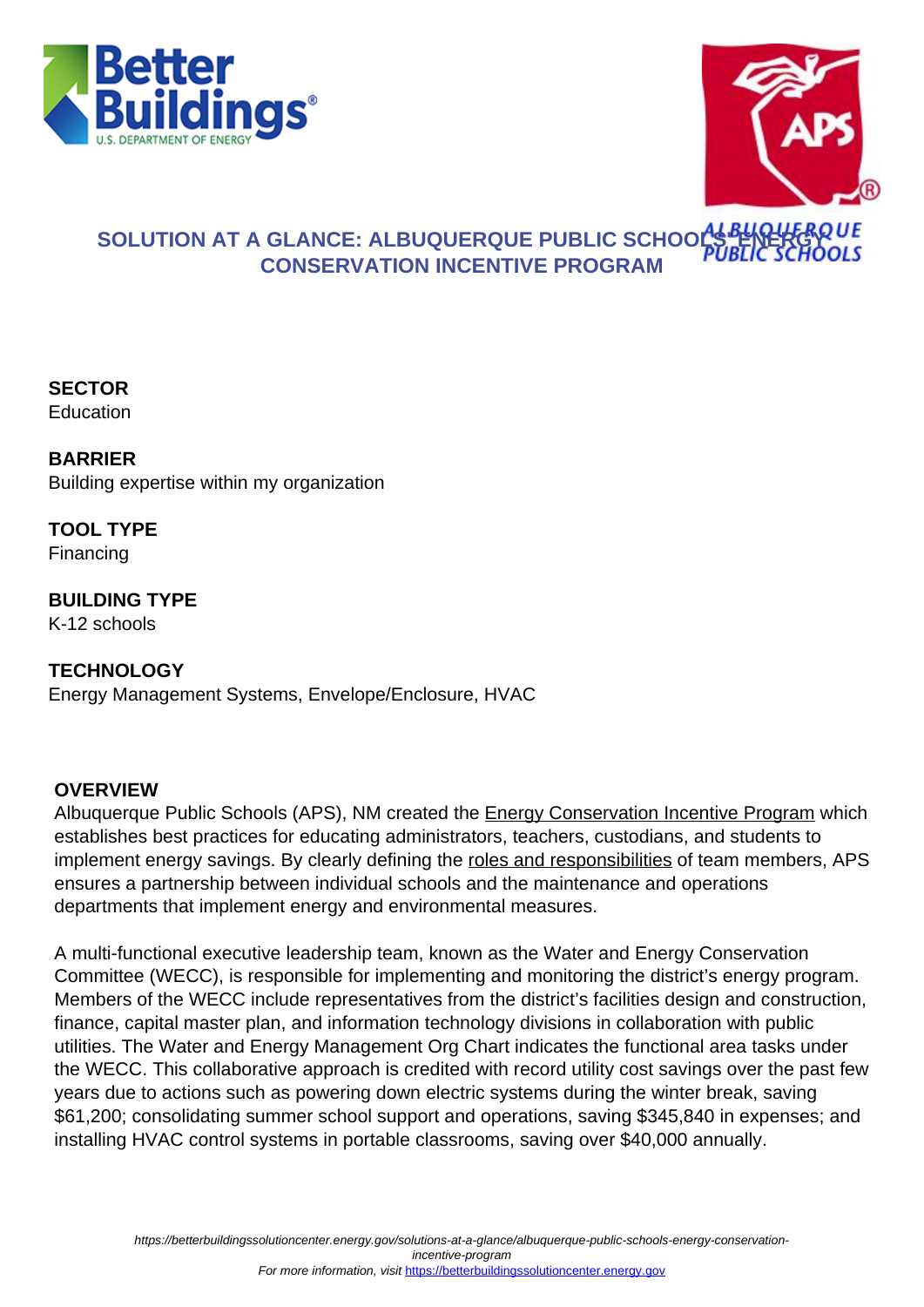# SOLUTION AT A GLANCE: ALBUQUERQUE PUBLIC SCHOOLS' ENERGY CONSERVATION INCENTIVE PROGRAM

**SECTOR**
Education

**BARRIER**
Building expertise within my organization

**TOOL TYPE**
Financing

**BUILDING TYPE**
K-12 schools

**TECHNOLOGY**
Energy Management Systems, Envelope/Enclosure, HVAC

## OVERVIEW

Albuquerque Public Schools (APS), NM created the Energy Conservation Incentive Program which establishes best practices for educating administrators, teachers, custodians, and students to implement energy savings. By clearly defining the roles and responsibilities of team members, APS ensures a partnership between individual schools and the maintenance and operations departments that implement energy and environmental measures.

A multi-functional executive leadership team, known as the Water and Energy Conservation Committee (WECC), is responsible for implementing and monitoring the district's energy program. Members of the WECC include representatives from the district's facilities design and construction, finance, capital master plan, and information technology divisions in collaboration with public utilities. The Water and Energy Management Org Chart indicates the functional area tasks under the WECC. This collaborative approach is credited with record utility cost savings over the past few years due to actions such as powering down electric systems during the winter break, saving $61,200; consolidating summer school support and operations, saving $345,840 in expenses; and installing HVAC control systems in portable classrooms, saving over $40,000 annually.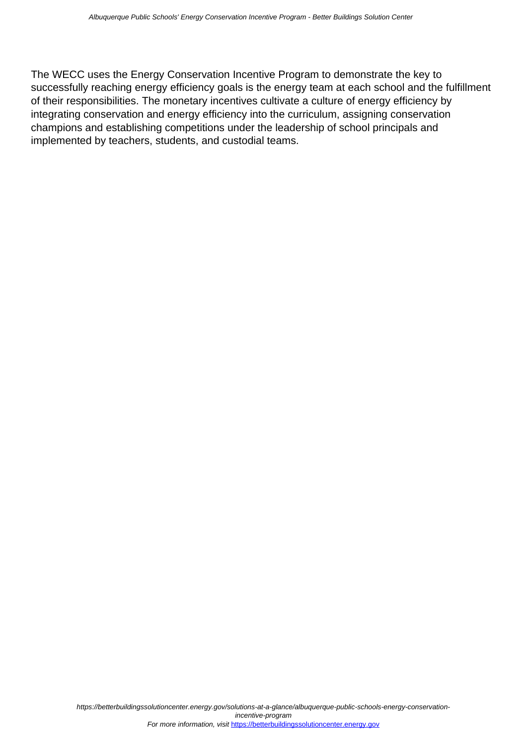The WECC uses the Energy Conservation Incentive Program to demonstrate the key to successfully reaching energy efficiency goals is the energy team at each school and the fulfillment of their responsibilities. The monetary incentives cultivate a culture of energy efficiency by integrating conservation and energy efficiency into the curriculum, assigning conservation champions and establishing competitions under the leadership of school principals and implemented by teachers, students, and custodial teams.